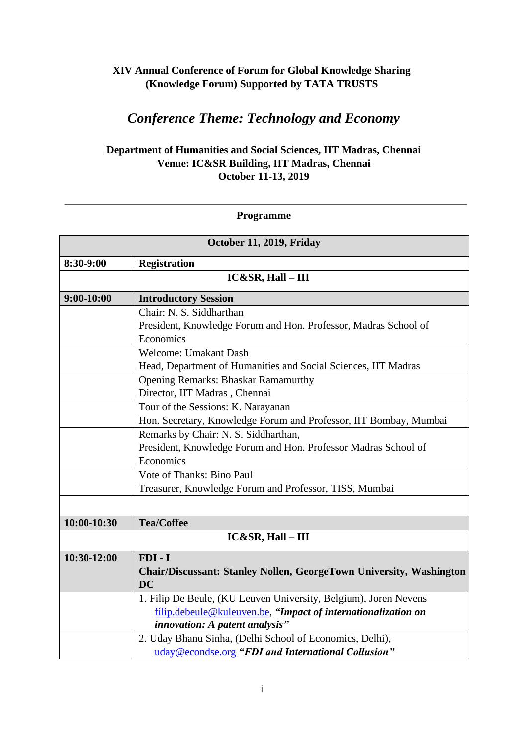**XIV Annual Conference of Forum for Global Knowledge Sharing (Knowledge Forum) Supported by TATA TRUSTS**

## *Conference Theme: Technology and Economy*

**Department of Humanities and Social Sciences, IIT Madras, Chennai**
**Venue: IC&SR Building, IIT Madras, Chennai**
**October 11-13, 2019**

---

**Programme**

| **October 11, 2019, Friday** | |
|---|---|
| **8:30-9:00** | **Registration** |
| **IC&SR, Hall – III** | |
| **9:00-10:00** | **Introductory Session** |
| | Chair: N. S. Siddharthan<br>President, Knowledge Forum and Hon. Professor, Madras School of Economics |
| | Welcome: Umakant Dash<br>Head, Department of Humanities and Social Sciences, IIT Madras |
| | Opening Remarks: Bhaskar Ramamurthy<br>Director, IIT Madras , Chennai |
| | Tour of the Sessions: K. Narayanan<br>Hon. Secretary, Knowledge Forum and Professor, IIT Bombay, Mumbai |
| | Remarks by Chair: N. S. Siddharthan,<br>President, Knowledge Forum and Hon. Professor Madras School of Economics |
| | Vote of Thanks: Bino Paul<br>Treasurer, Knowledge Forum and Professor, TISS, Mumbai |
| | |
| **10:00-10:30** | **Tea/Coffee** |
| **IC&SR, Hall – III** | |
| **10:30-12:00** | **FDI - I**<br>**Chair/Discussant: Stanley Nollen, GeorgeTown University, Washington DC** |
| | 1. Filip De Beule, (KU Leuven University, Belgium), Joren Nevens filip.debeule@kuleuven.be, ***"Impact of internationalization on innovation: A patent analysis"*** |
| | 2. Uday Bhanu Sinha, (Delhi School of Economics, Delhi), uday@econdse.org ***"FDI and International Collusion"*** |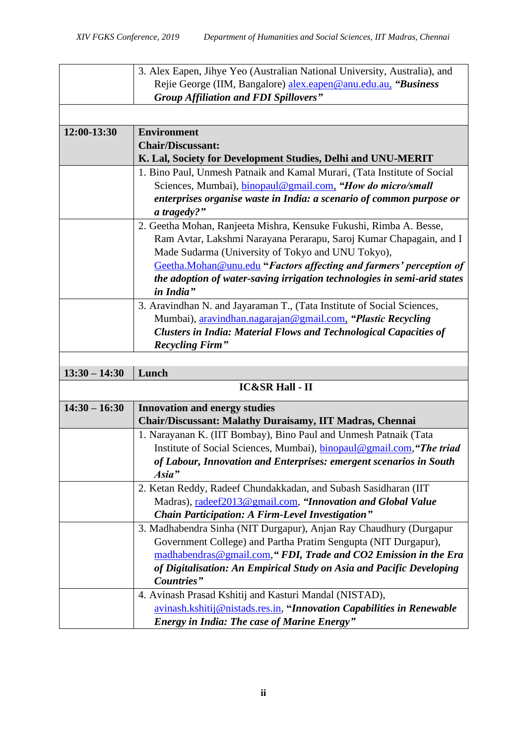| | |
|---|---|
| | 3. Alex Eapen, Jihye Yeo (Australian National University, Australia), and Rejie George (IIM, Bangalore) alex.eapen@anu.edu.au, ***"Business Group Affiliation and FDI Spillovers"*** |
| | |
| **12:00-13:30** | **Environment**<br>**Chair/Discussant:**<br>**K. Lal, Society for Development Studies, Delhi and UNU-MERIT** |
| | 1. Bino Paul, Unmesh Patnaik and Kamal Murari, (Tata Institute of Social Sciences, Mumbai), binopaul@gmail.com, ***"How do micro/small enterprises organise waste in India: a scenario of common purpose or a tragedy?"*** |
| | 2. Geetha Mohan, Ranjeeta Mishra, Kensuke Fukushi, Rimba A. Besse, Ram Avtar, Lakshmi Narayana Perarapu, Saroj Kumar Chapagain, and I Made Sudarma (University of Tokyo and UNU Tokyo), Geetha.Mohan@unu.edu ***"Factors affecting and farmers' perception of the adoption of water-saving irrigation technologies in semi-arid states in India"*** |
| | 3. Aravindhan N. and Jayaraman T., (Tata Institute of Social Sciences, Mumbai), aravindhan.nagarajan@gmail.com, ***"Plastic Recycling Clusters in India: Material Flows and Technological Capacities of Recycling Firm"*** |
| | |
| **13:30 – 14:30** | **Lunch** |
| **IC&SR Hall - II** | |
| **14:30 – 16:30** | **Innovation and energy studies**<br>**Chair/Discussant: Malathy Duraisamy, IIT Madras, Chennai** |
| | 1. Narayanan K. (IIT Bombay), Bino Paul and Unmesh Patnaik (Tata Institute of Social Sciences, Mumbai), binopaul@gmail.com, ***"The triad of Labour, Innovation and Enterprises: emergent scenarios in South Asia"*** |
| | 2. Ketan Reddy, Radeef Chundakkadan, and Subash Sasidharan (IIT Madras), radeef2013@gmail.com, ***"Innovation and Global Value Chain Participation: A Firm-Level Investigation"*** |
| | 3. Madhabendra Sinha (NIT Durgapur), Anjan Ray Chaudhury (Durgapur Government College) and Partha Pratim Sengupta (NIT Durgapur), madhabendras@gmail.com, ***" FDI, Trade and CO2 Emission in the Era of Digitalisation: An Empirical Study on Asia and Pacific Developing Countries"*** |
| | 4. Avinash Prasad Kshitij and Kasturi Mandal (NISTAD), avinash.kshitij@nistads.res.in, ***"Innovation Capabilities in Renewable Energy in India: The case of Marine Energy"*** |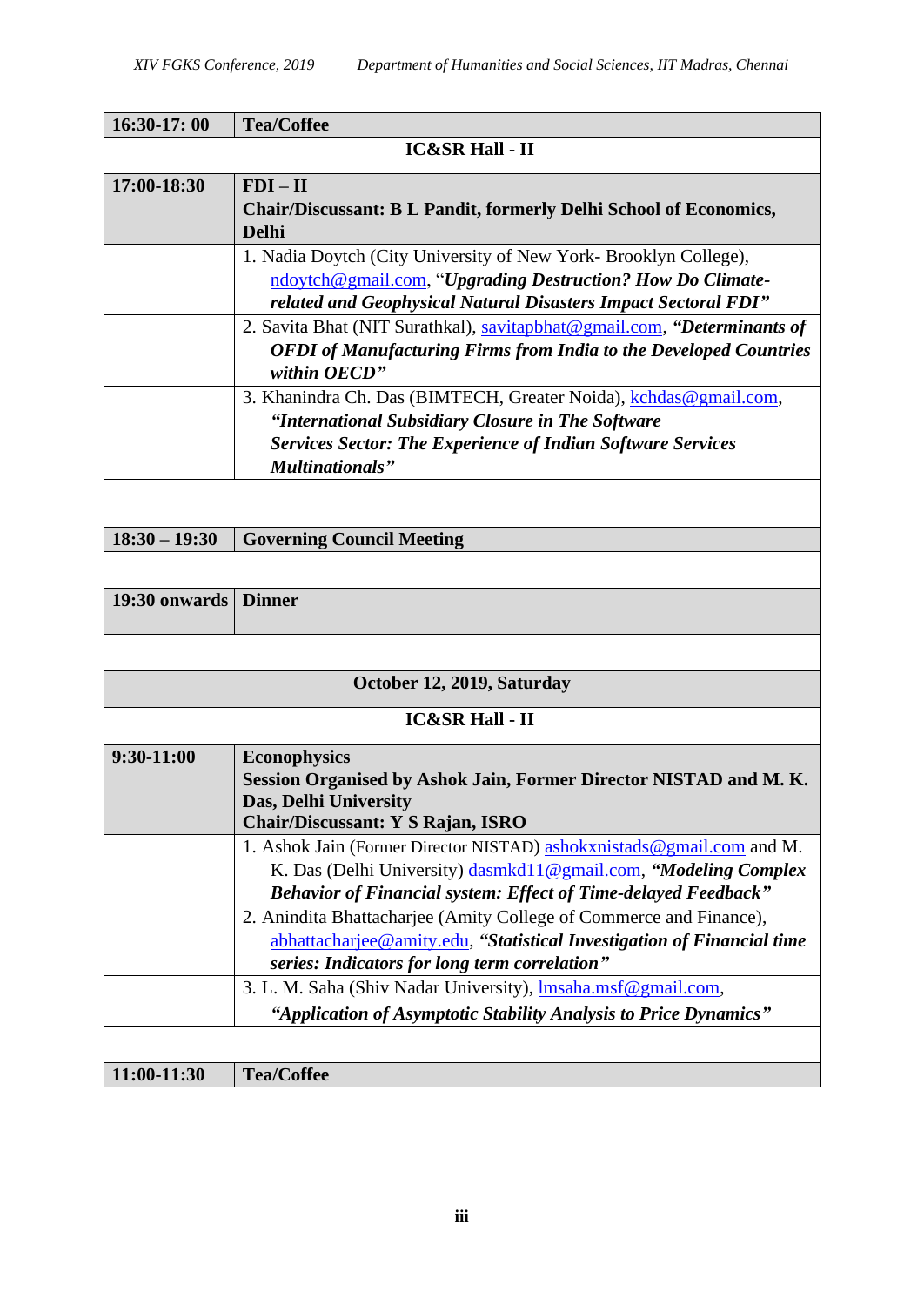| | |
|---|---|
| **16:30-17: 00** | **Tea/Coffee** |
| | **IC&SR Hall - II** |
| **17:00-18:30** | **FDI – II**<br>**Chair/Discussant: B L Pandit, formerly Delhi School of Economics, Delhi** |
| | 1. Nadia Doytch (City University of New York- Brooklyn College), ndoytch@gmail.com, "*Upgrading Destruction? How Do Climate-related and Geophysical Natural Disasters Impact Sectoral FDI*" |
| | 2. Savita Bhat (NIT Surathkal), savitapbhat@gmail.com, ***"Determinants of OFDI of Manufacturing Firms from India to the Developed Countries within OECD"*** |
| | 3. Khanindra Ch. Das (BIMTECH, Greater Noida), kchdas@gmail.com, ***"International Subsidiary Closure in The Software Services Sector: The Experience of Indian Software Services Multinationals"*** |
| | |
| **18:30 – 19:30** | **Governing Council Meeting** |
| | |
| **19:30 onwards** | **Dinner** |
| | |
| | **October 12, 2019, Saturday** |
| | **IC&SR Hall - II** |
| **9:30-11:00** | **Econophysics**<br>**Session Organised by Ashok Jain, Former Director NISTAD and M. K. Das, Delhi University**<br>**Chair/Discussant: Y S Rajan, ISRO** |
| | 1. Ashok Jain (Former Director NISTAD) ashokxnistads@gmail.com and M. K. Das (Delhi University) dasmkd11@gmail.com, ***"Modeling Complex Behavior of Financial system: Effect of Time-delayed Feedback"*** |
| | 2. Anindita Bhattacharjee (Amity College of Commerce and Finance), abhattacharjee@amity.edu, ***"Statistical Investigation of Financial time series: Indicators for long term correlation"*** |
| | 3. L. M. Saha (Shiv Nadar University), lmsaha.msf@gmail.com, ***"Application of Asymptotic Stability Analysis to Price Dynamics"*** |
| | |
| **11:00-11:30** | **Tea/Coffee** |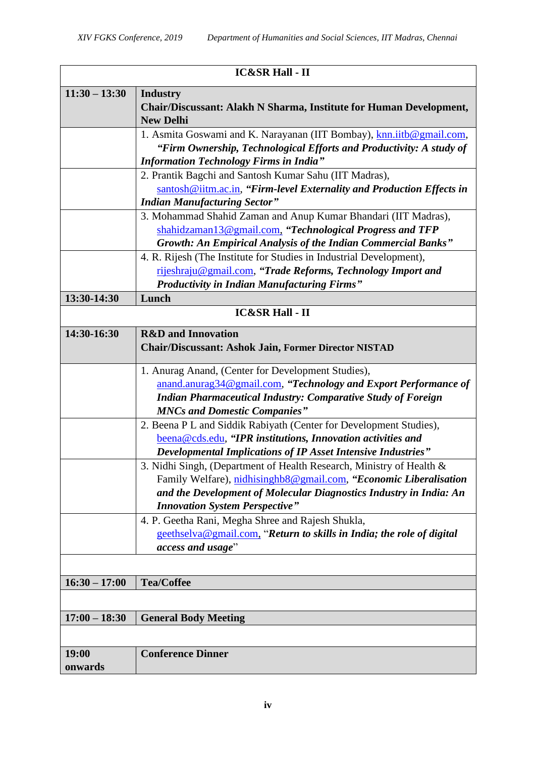| IC&SR Hall - II | |
|---|---|
| **11:30 – 13:30** | **Industry**<br>**Chair/Discussant: Alakh N Sharma, Institute for Human Development, New Delhi** |
| | 1. Asmita Goswami and K. Narayanan (IIT Bombay), knn.iitb@gmail.com, ***"Firm Ownership, Technological Efforts and Productivity: A study of Information Technology Firms in India"*** |
| | 2. Prantik Bagchi and Santosh Kumar Sahu (IIT Madras), santosh@iitm.ac.in, ***"Firm-level Externality and Production Effects in Indian Manufacturing Sector"*** |
| | 3. Mohammad Shahid Zaman and Anup Kumar Bhandari (IIT Madras), shahidzaman13@gmail.com, ***"Technological Progress and TFP Growth: An Empirical Analysis of the Indian Commercial Banks"*** |
| | 4. R. Rijesh (The Institute for Studies in Industrial Development), rijeshraju@gmail.com, ***"Trade Reforms, Technology Import and Productivity in Indian Manufacturing Firms"*** |
| **13:30-14:30** | **Lunch** |
| **IC&SR Hall - II** | |
| **14:30-16:30** | **R&D and Innovation**<br>**Chair/Discussant: Ashok Jain, Former Director NISTAD** |
| | 1. Anurag Anand, (Center for Development Studies), anand.anurag34@gmail.com, ***"Technology and Export Performance of Indian Pharmaceutical Industry: Comparative Study of Foreign MNCs and Domestic Companies"*** |
| | 2. Beena P L and Siddik Rabiyath (Center for Development Studies), beena@cds.edu, ***"IPR institutions, Innovation activities and Developmental Implications of IP Asset Intensive Industries"*** |
| | 3. Nidhi Singh, (Department of Health Research, Ministry of Health & Family Welfare), nidhisinghb8@gmail.com, ***"Economic Liberalisation and the Development of Molecular Diagnostics Industry in India: An Innovation System Perspective"*** |
| | 4. P. Geetha Rani, Megha Shree and Rajesh Shukla, geethselva@gmail.com, "***Return to skills in India; the role of digital access and usage***" |
| | |
| **16:30 – 17:00** | **Tea/Coffee** |
| | |
| **17:00 – 18:30** | **General Body Meeting** |
| | |
| **19:00 onwards** | **Conference Dinner** |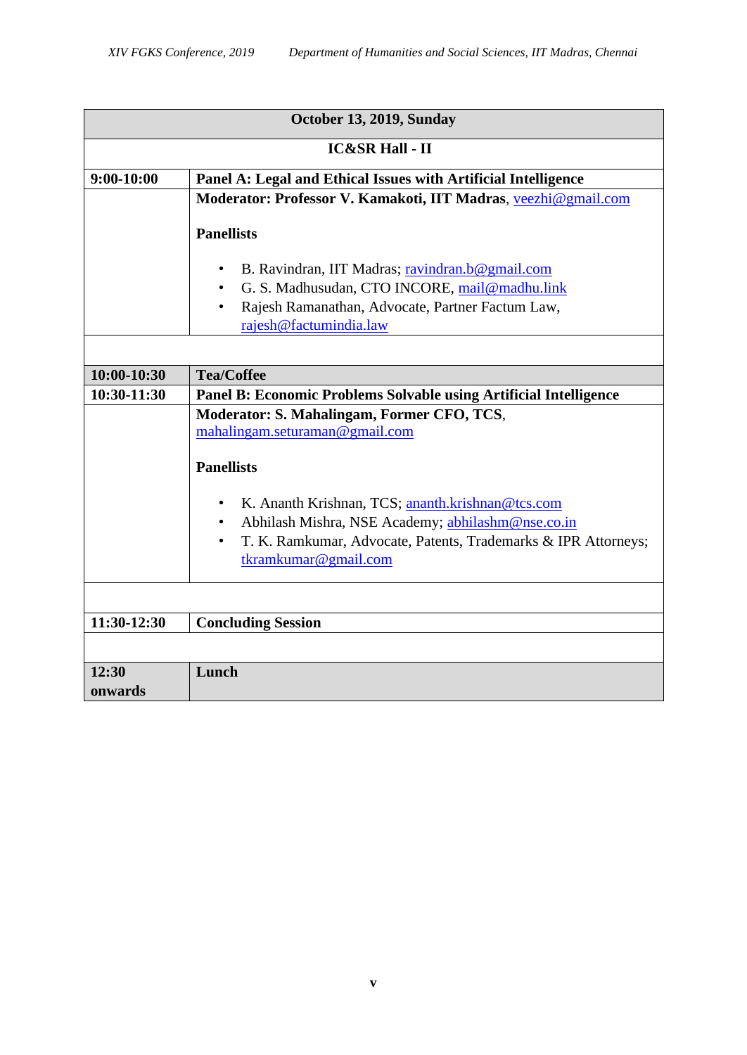| October 13, 2019, Sunday | |
|---|---|
| **IC&SR Hall - II** | |
| **9:00-10:00** | **Panel A: Legal and Ethical Issues with Artificial Intelligence** |
| | **Moderator: Professor V. Kamakoti, IIT Madras**, veezhi@gmail.com<br><br>**Panellists**<br><br>• B. Ravindran, IIT Madras; ravindran.b@gmail.com<br>• G. S. Madhusudan, CTO INCORE, mail@madhu.link<br>• Rajesh Ramanathan, Advocate, Partner Factum Law, rajesh@factumindia.law |
| | |
| **10:00-10:30** | **Tea/Coffee** |
| **10:30-11:30** | **Panel B: Economic Problems Solvable using Artificial Intelligence** |
| | **Moderator: S. Mahalingam, Former CFO, TCS**, mahalingam.seturaman@gmail.com<br><br>**Panellists**<br><br>• K. Ananth Krishnan, TCS; ananth.krishnan@tcs.com<br>• Abhilash Mishra, NSE Academy; abhilashm@nse.co.in<br>• T. K. Ramkumar, Advocate, Patents, Trademarks & IPR Attorneys; tkramkumar@gmail.com |
| | |
| **11:30-12:30** | **Concluding Session** |
| | |
| **12:30 onwards** | **Lunch** |